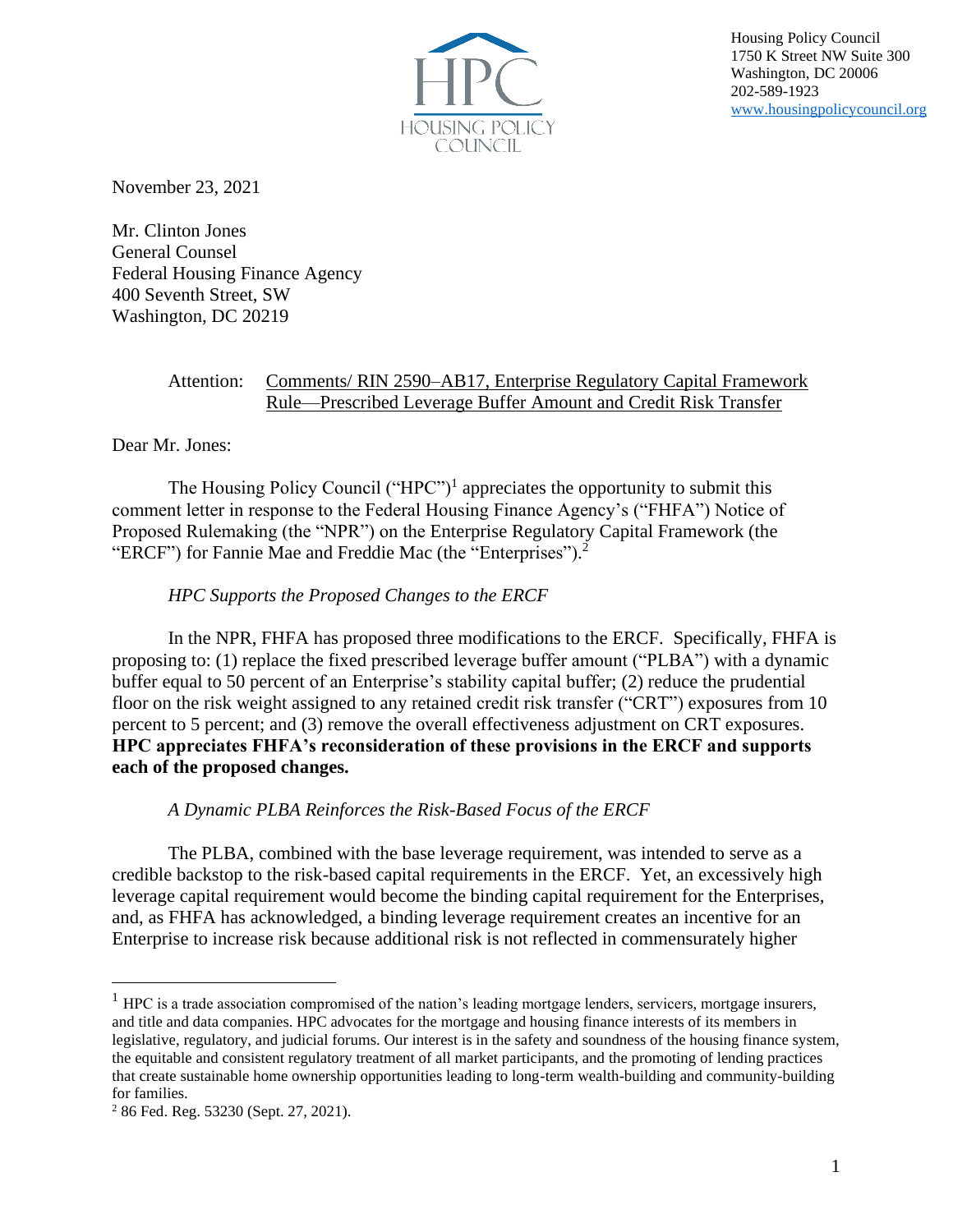HPC HOUSING POLICY COUNCIL

Housing Policy Council
1750 K Street NW Suite 300
Washington, DC 20006
202-589-1923
www.housingpolicycouncil.org

November 23, 2021

Mr. Clinton Jones
General Counsel
Federal Housing Finance Agency
400 Seventh Street, SW
Washington, DC 20219

Attention: Comments/ RIN 2590–AB17, Enterprise Regulatory Capital Framework Rule—Prescribed Leverage Buffer Amount and Credit Risk Transfer

Dear Mr. Jones:

The Housing Policy Council ("HPC")[1] appreciates the opportunity to submit this comment letter in response to the Federal Housing Finance Agency's ("FHFA") Notice of Proposed Rulemaking (the "NPR") on the Enterprise Regulatory Capital Framework (the "ERCF") for Fannie Mae and Freddie Mac (the "Enterprises").[2]

*HPC Supports the Proposed Changes to the ERCF*

In the NPR, FHFA has proposed three modifications to the ERCF. Specifically, FHFA is proposing to: (1) replace the fixed prescribed leverage buffer amount ("PLBA") with a dynamic buffer equal to 50 percent of an Enterprise's stability capital buffer; (2) reduce the prudential floor on the risk weight assigned to any retained credit risk transfer ("CRT") exposures from 10 percent to 5 percent; and (3) remove the overall effectiveness adjustment on CRT exposures. **HPC appreciates FHFA's reconsideration of these provisions in the ERCF and supports each of the proposed changes.**

*A Dynamic PLBA Reinforces the Risk-Based Focus of the ERCF*

The PLBA, combined with the base leverage requirement, was intended to serve as a credible backstop to the risk-based capital requirements in the ERCF. Yet, an excessively high leverage capital requirement would become the binding capital requirement for the Enterprises, and, as FHFA has acknowledged, a binding leverage requirement creates an incentive for an Enterprise to increase risk because additional risk is not reflected in commensurately higher

[1] HPC is a trade association compromised of the nation's leading mortgage lenders, servicers, mortgage insurers, and title and data companies. HPC advocates for the mortgage and housing finance interests of its members in legislative, regulatory, and judicial forums. Our interest is in the safety and soundness of the housing finance system, the equitable and consistent regulatory treatment of all market participants, and the promoting of lending practices that create sustainable home ownership opportunities leading to long-term wealth-building and community-building for families.

[2] 86 Fed. Reg. 53230 (Sept. 27, 2021).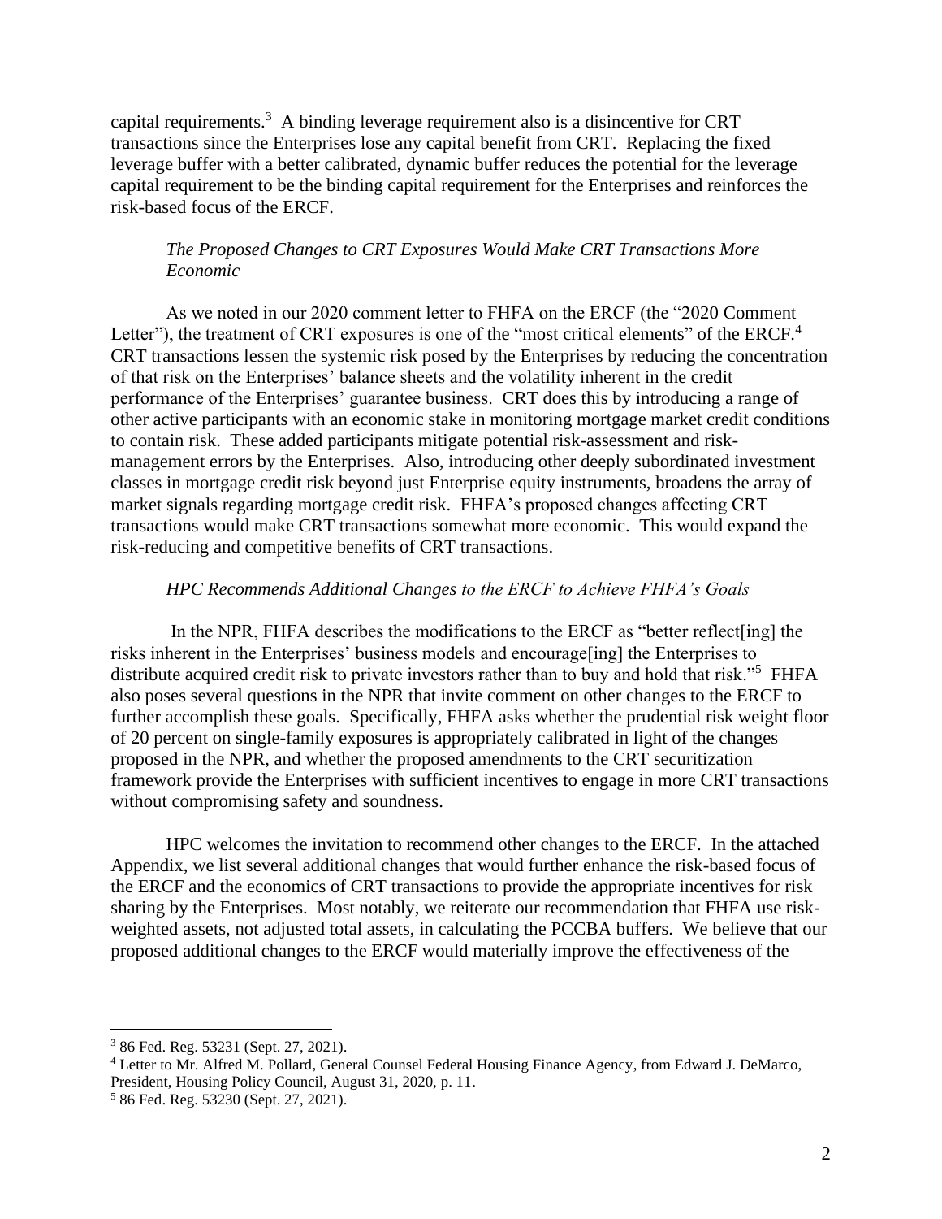capital requirements.[3] A binding leverage requirement also is a disincentive for CRT transactions since the Enterprises lose any capital benefit from CRT. Replacing the fixed leverage buffer with a better calibrated, dynamic buffer reduces the potential for the leverage capital requirement to be the binding capital requirement for the Enterprises and reinforces the risk-based focus of the ERCF.

*The Proposed Changes to CRT Exposures Would Make CRT Transactions More Economic*

As we noted in our 2020 comment letter to FHFA on the ERCF (the "2020 Comment Letter"), the treatment of CRT exposures is one of the "most critical elements" of the ERCF.[4] CRT transactions lessen the systemic risk posed by the Enterprises by reducing the concentration of that risk on the Enterprises' balance sheets and the volatility inherent in the credit performance of the Enterprises' guarantee business. CRT does this by introducing a range of other active participants with an economic stake in monitoring mortgage market credit conditions to contain risk. These added participants mitigate potential risk-assessment and risk-management errors by the Enterprises. Also, introducing other deeply subordinated investment classes in mortgage credit risk beyond just Enterprise equity instruments, broadens the array of market signals regarding mortgage credit risk. FHFA's proposed changes affecting CRT transactions would make CRT transactions somewhat more economic. This would expand the risk-reducing and competitive benefits of CRT transactions.

*HPC Recommends Additional Changes to the ERCF to Achieve FHFA's Goals*

In the NPR, FHFA describes the modifications to the ERCF as "better reflect[ing] the risks inherent in the Enterprises' business models and encourage[ing] the Enterprises to distribute acquired credit risk to private investors rather than to buy and hold that risk."[5] FHFA also poses several questions in the NPR that invite comment on other changes to the ERCF to further accomplish these goals. Specifically, FHFA asks whether the prudential risk weight floor of 20 percent on single-family exposures is appropriately calibrated in light of the changes proposed in the NPR, and whether the proposed amendments to the CRT securitization framework provide the Enterprises with sufficient incentives to engage in more CRT transactions without compromising safety and soundness.

HPC welcomes the invitation to recommend other changes to the ERCF. In the attached Appendix, we list several additional changes that would further enhance the risk-based focus of the ERCF and the economics of CRT transactions to provide the appropriate incentives for risk sharing by the Enterprises. Most notably, we reiterate our recommendation that FHFA use risk-weighted assets, not adjusted total assets, in calculating the PCCBA buffers. We believe that our proposed additional changes to the ERCF would materially improve the effectiveness of the

---

[3] 86 Fed. Reg. 53231 (Sept. 27, 2021).

[4] Letter to Mr. Alfred M. Pollard, General Counsel Federal Housing Finance Agency, from Edward J. DeMarco, President, Housing Policy Council, August 31, 2020, p. 11.

[5] 86 Fed. Reg. 53230 (Sept. 27, 2021).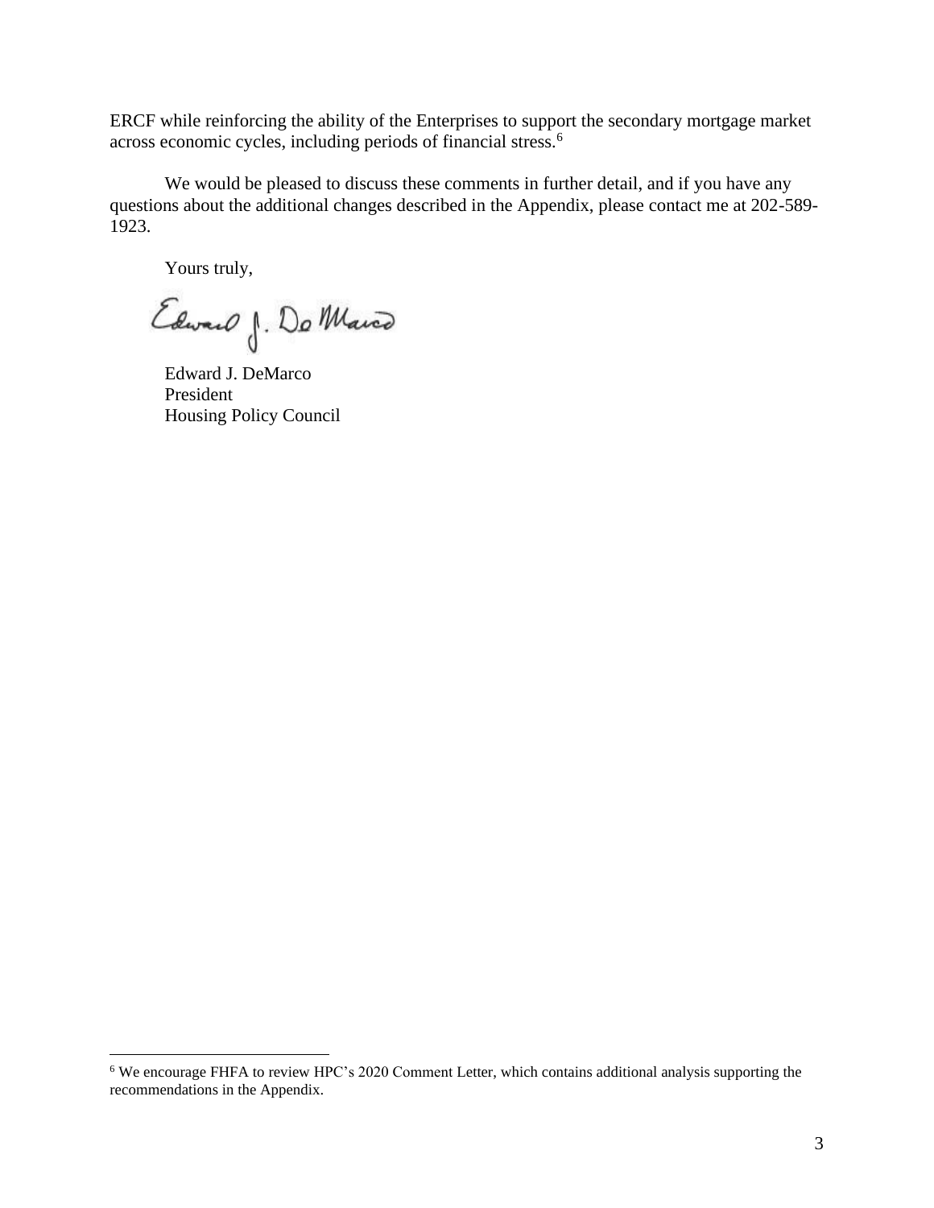ERCF while reinforcing the ability of the Enterprises to support the secondary mortgage market across economic cycles, including periods of financial stress.[6]

We would be pleased to discuss these comments in further detail, and if you have any questions about the additional changes described in the Appendix, please contact me at 202-589-1923.

Yours truly,

Edward J. DeMarco
President
Housing Policy Council

---

[6] We encourage FHFA to review HPC's 2020 Comment Letter, which contains additional analysis supporting the recommendations in the Appendix.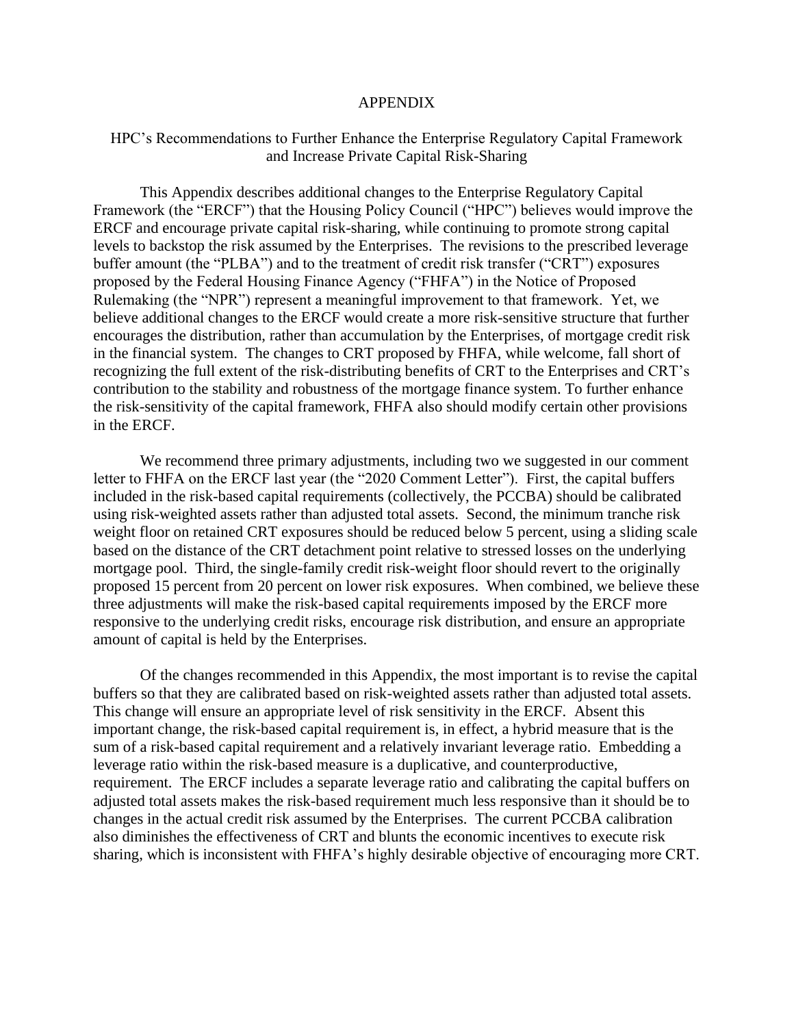# APPENDIX

## HPC's Recommendations to Further Enhance the Enterprise Regulatory Capital Framework and Increase Private Capital Risk-Sharing

This Appendix describes additional changes to the Enterprise Regulatory Capital Framework (the "ERCF") that the Housing Policy Council ("HPC") believes would improve the ERCF and encourage private capital risk-sharing, while continuing to promote strong capital levels to backstop the risk assumed by the Enterprises. The revisions to the prescribed leverage buffer amount (the "PLBA") and to the treatment of credit risk transfer ("CRT") exposures proposed by the Federal Housing Finance Agency ("FHFA") in the Notice of Proposed Rulemaking (the "NPR") represent a meaningful improvement to that framework. Yet, we believe additional changes to the ERCF would create a more risk-sensitive structure that further encourages the distribution, rather than accumulation by the Enterprises, of mortgage credit risk in the financial system. The changes to CRT proposed by FHFA, while welcome, fall short of recognizing the full extent of the risk-distributing benefits of CRT to the Enterprises and CRT's contribution to the stability and robustness of the mortgage finance system. To further enhance the risk-sensitivity of the capital framework, FHFA also should modify certain other provisions in the ERCF.

We recommend three primary adjustments, including two we suggested in our comment letter to FHFA on the ERCF last year (the "2020 Comment Letter"). First, the capital buffers included in the risk-based capital requirements (collectively, the PCCBA) should be calibrated using risk-weighted assets rather than adjusted total assets. Second, the minimum tranche risk weight floor on retained CRT exposures should be reduced below 5 percent, using a sliding scale based on the distance of the CRT detachment point relative to stressed losses on the underlying mortgage pool. Third, the single-family credit risk-weight floor should revert to the originally proposed 15 percent from 20 percent on lower risk exposures. When combined, we believe these three adjustments will make the risk-based capital requirements imposed by the ERCF more responsive to the underlying credit risks, encourage risk distribution, and ensure an appropriate amount of capital is held by the Enterprises.

Of the changes recommended in this Appendix, the most important is to revise the capital buffers so that they are calibrated based on risk-weighted assets rather than adjusted total assets. This change will ensure an appropriate level of risk sensitivity in the ERCF. Absent this important change, the risk-based capital requirement is, in effect, a hybrid measure that is the sum of a risk-based capital requirement and a relatively invariant leverage ratio. Embedding a leverage ratio within the risk-based measure is a duplicative, and counterproductive, requirement. The ERCF includes a separate leverage ratio and calibrating the capital buffers on adjusted total assets makes the risk-based requirement much less responsive than it should be to changes in the actual credit risk assumed by the Enterprises. The current PCCBA calibration also diminishes the effectiveness of CRT and blunts the economic incentives to execute risk sharing, which is inconsistent with FHFA's highly desirable objective of encouraging more CRT.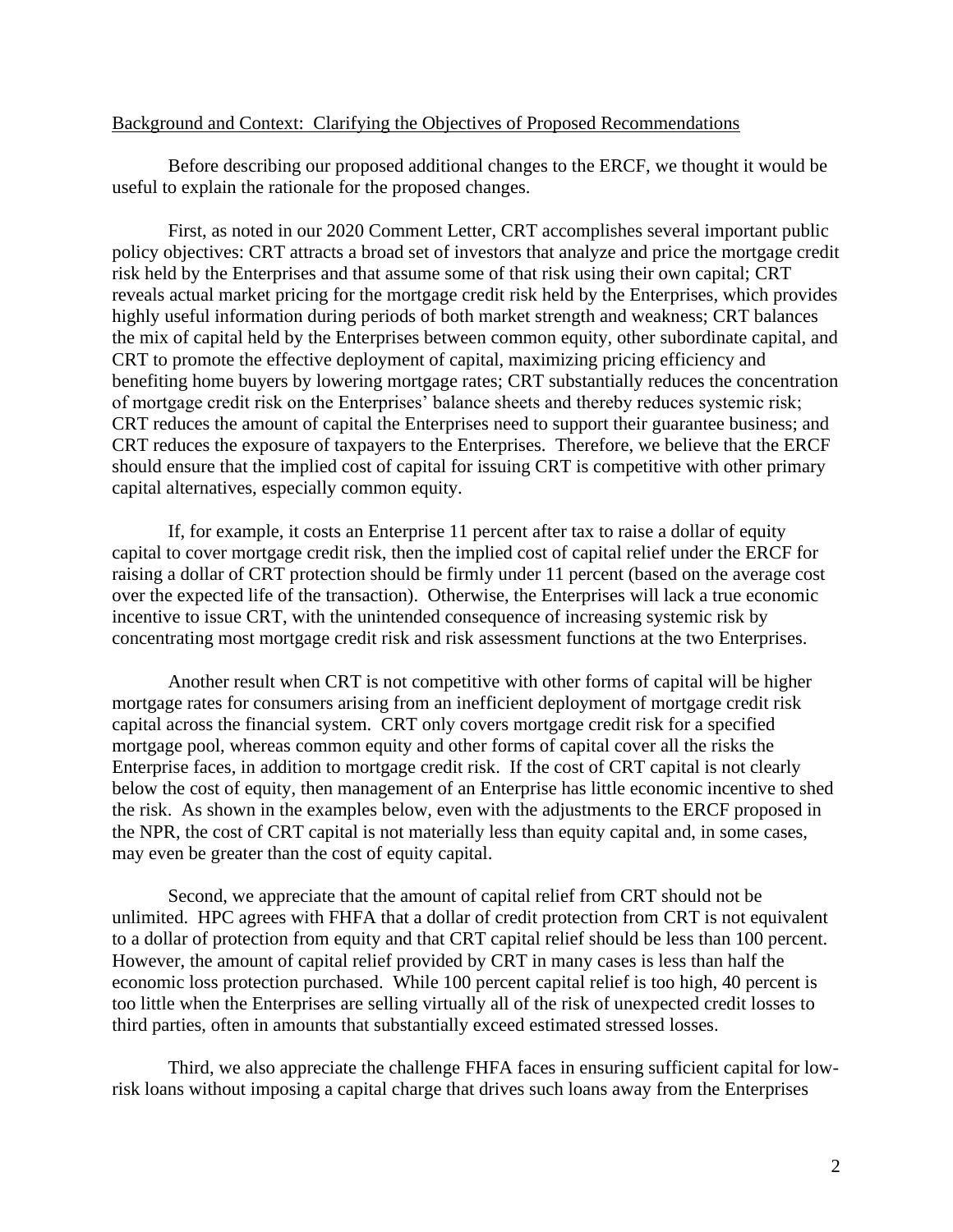Background and Context: Clarifying the Objectives of Proposed Recommendations

Before describing our proposed additional changes to the ERCF, we thought it would be useful to explain the rationale for the proposed changes.

First, as noted in our 2020 Comment Letter, CRT accomplishes several important public policy objectives: CRT attracts a broad set of investors that analyze and price the mortgage credit risk held by the Enterprises and that assume some of that risk using their own capital; CRT reveals actual market pricing for the mortgage credit risk held by the Enterprises, which provides highly useful information during periods of both market strength and weakness; CRT balances the mix of capital held by the Enterprises between common equity, other subordinate capital, and CRT to promote the effective deployment of capital, maximizing pricing efficiency and benefiting home buyers by lowering mortgage rates; CRT substantially reduces the concentration of mortgage credit risk on the Enterprises' balance sheets and thereby reduces systemic risk; CRT reduces the amount of capital the Enterprises need to support their guarantee business; and CRT reduces the exposure of taxpayers to the Enterprises. Therefore, we believe that the ERCF should ensure that the implied cost of capital for issuing CRT is competitive with other primary capital alternatives, especially common equity.

If, for example, it costs an Enterprise 11 percent after tax to raise a dollar of equity capital to cover mortgage credit risk, then the implied cost of capital relief under the ERCF for raising a dollar of CRT protection should be firmly under 11 percent (based on the average cost over the expected life of the transaction). Otherwise, the Enterprises will lack a true economic incentive to issue CRT, with the unintended consequence of increasing systemic risk by concentrating most mortgage credit risk and risk assessment functions at the two Enterprises.

Another result when CRT is not competitive with other forms of capital will be higher mortgage rates for consumers arising from an inefficient deployment of mortgage credit risk capital across the financial system. CRT only covers mortgage credit risk for a specified mortgage pool, whereas common equity and other forms of capital cover all the risks the Enterprise faces, in addition to mortgage credit risk. If the cost of CRT capital is not clearly below the cost of equity, then management of an Enterprise has little economic incentive to shed the risk. As shown in the examples below, even with the adjustments to the ERCF proposed in the NPR, the cost of CRT capital is not materially less than equity capital and, in some cases, may even be greater than the cost of equity capital.

Second, we appreciate that the amount of capital relief from CRT should not be unlimited. HPC agrees with FHFA that a dollar of credit protection from CRT is not equivalent to a dollar of protection from equity and that CRT capital relief should be less than 100 percent. However, the amount of capital relief provided by CRT in many cases is less than half the economic loss protection purchased. While 100 percent capital relief is too high, 40 percent is too little when the Enterprises are selling virtually all of the risk of unexpected credit losses to third parties, often in amounts that substantially exceed estimated stressed losses.

Third, we also appreciate the challenge FHFA faces in ensuring sufficient capital for low-risk loans without imposing a capital charge that drives such loans away from the Enterprises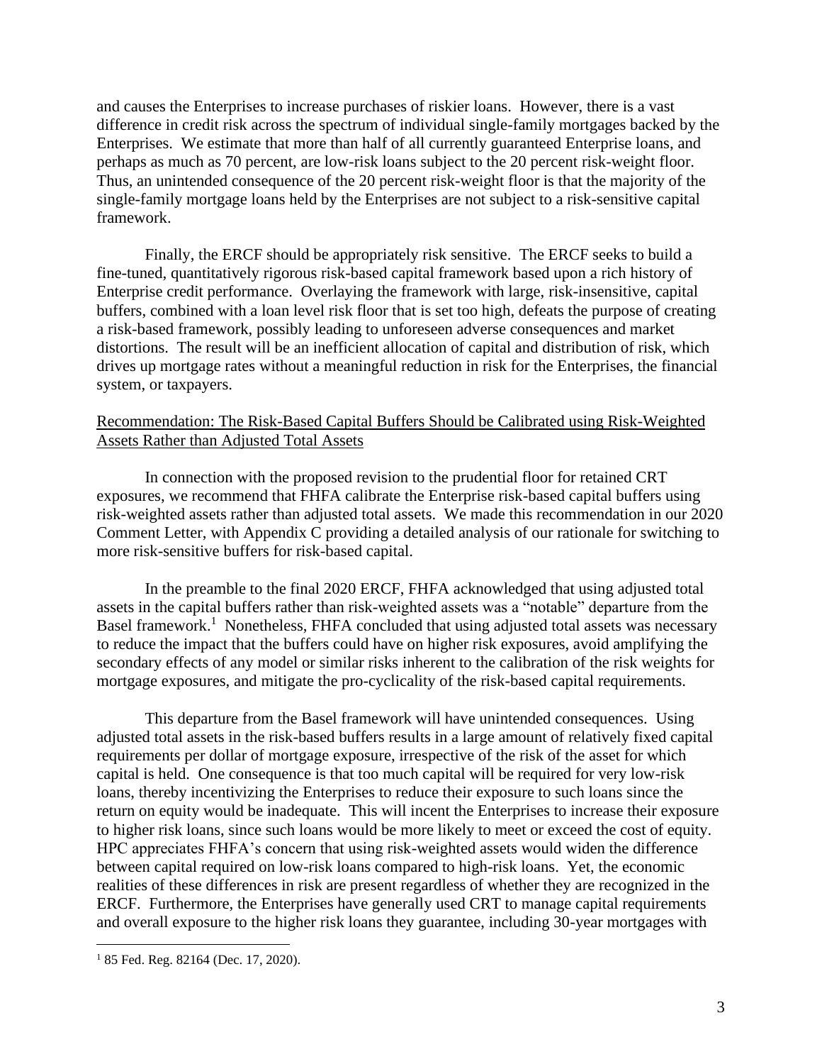and causes the Enterprises to increase purchases of riskier loans. However, there is a vast difference in credit risk across the spectrum of individual single-family mortgages backed by the Enterprises. We estimate that more than half of all currently guaranteed Enterprise loans, and perhaps as much as 70 percent, are low-risk loans subject to the 20 percent risk-weight floor. Thus, an unintended consequence of the 20 percent risk-weight floor is that the majority of the single-family mortgage loans held by the Enterprises are not subject to a risk-sensitive capital framework.

Finally, the ERCF should be appropriately risk sensitive. The ERCF seeks to build a fine-tuned, quantitatively rigorous risk-based capital framework based upon a rich history of Enterprise credit performance. Overlaying the framework with large, risk-insensitive, capital buffers, combined with a loan level risk floor that is set too high, defeats the purpose of creating a risk-based framework, possibly leading to unforeseen adverse consequences and market distortions. The result will be an inefficient allocation of capital and distribution of risk, which drives up mortgage rates without a meaningful reduction in risk for the Enterprises, the financial system, or taxpayers.

<u>Recommendation: The Risk-Based Capital Buffers Should be Calibrated using Risk-Weighted Assets Rather than Adjusted Total Assets</u>

In connection with the proposed revision to the prudential floor for retained CRT exposures, we recommend that FHFA calibrate the Enterprise risk-based capital buffers using risk-weighted assets rather than adjusted total assets. We made this recommendation in our 2020 Comment Letter, with Appendix C providing a detailed analysis of our rationale for switching to more risk-sensitive buffers for risk-based capital.

In the preamble to the final 2020 ERCF, FHFA acknowledged that using adjusted total assets in the capital buffers rather than risk-weighted assets was a "notable" departure from the Basel framework.[1] Nonetheless, FHFA concluded that using adjusted total assets was necessary to reduce the impact that the buffers could have on higher risk exposures, avoid amplifying the secondary effects of any model or similar risks inherent to the calibration of the risk weights for mortgage exposures, and mitigate the pro-cyclicality of the risk-based capital requirements.

This departure from the Basel framework will have unintended consequences. Using adjusted total assets in the risk-based buffers results in a large amount of relatively fixed capital requirements per dollar of mortgage exposure, irrespective of the risk of the asset for which capital is held. One consequence is that too much capital will be required for very low-risk loans, thereby incentivizing the Enterprises to reduce their exposure to such loans since the return on equity would be inadequate. This will incent the Enterprises to increase their exposure to higher risk loans, since such loans would be more likely to meet or exceed the cost of equity. HPC appreciates FHFA's concern that using risk-weighted assets would widen the difference between capital required on low-risk loans compared to high-risk loans. Yet, the economic realities of these differences in risk are present regardless of whether they are recognized in the ERCF. Furthermore, the Enterprises have generally used CRT to manage capital requirements and overall exposure to the higher risk loans they guarantee, including 30-year mortgages with

[1] 85 Fed. Reg. 82164 (Dec. 17, 2020).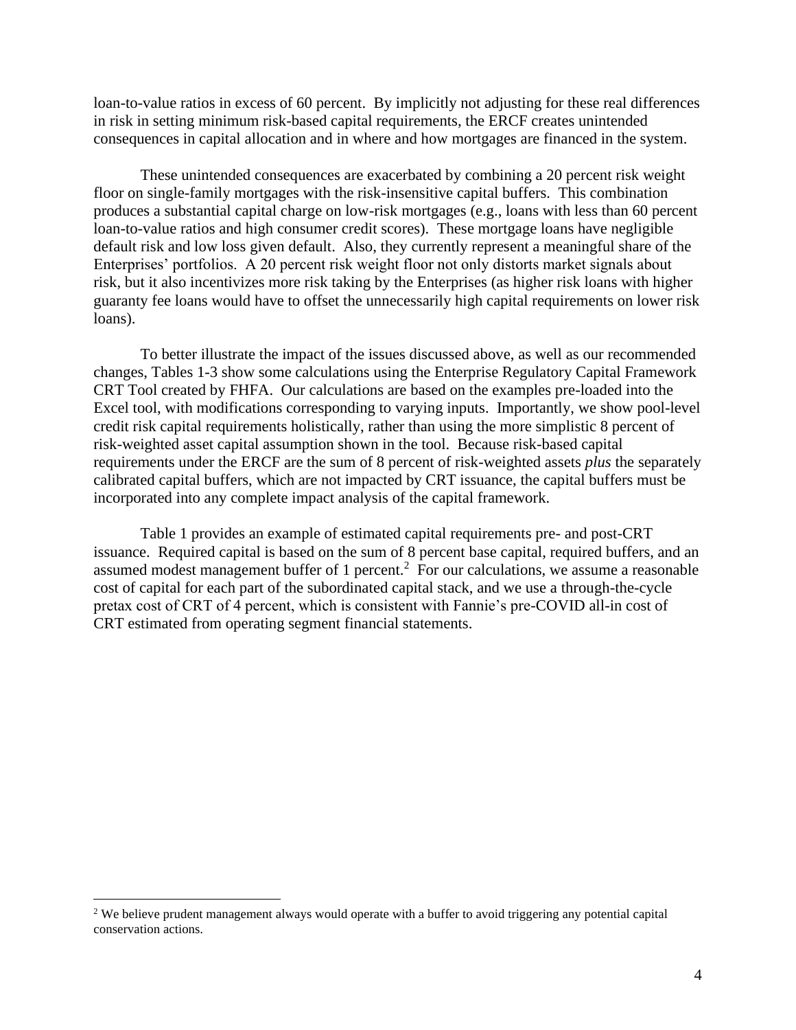loan-to-value ratios in excess of 60 percent. By implicitly not adjusting for these real differences in risk in setting minimum risk-based capital requirements, the ERCF creates unintended consequences in capital allocation and in where and how mortgages are financed in the system.

These unintended consequences are exacerbated by combining a 20 percent risk weight floor on single-family mortgages with the risk-insensitive capital buffers. This combination produces a substantial capital charge on low-risk mortgages (e.g., loans with less than 60 percent loan-to-value ratios and high consumer credit scores). These mortgage loans have negligible default risk and low loss given default. Also, they currently represent a meaningful share of the Enterprises' portfolios. A 20 percent risk weight floor not only distorts market signals about risk, but it also incentivizes more risk taking by the Enterprises (as higher risk loans with higher guaranty fee loans would have to offset the unnecessarily high capital requirements on lower risk loans).

To better illustrate the impact of the issues discussed above, as well as our recommended changes, Tables 1-3 show some calculations using the Enterprise Regulatory Capital Framework CRT Tool created by FHFA. Our calculations are based on the examples pre-loaded into the Excel tool, with modifications corresponding to varying inputs. Importantly, we show pool-level credit risk capital requirements holistically, rather than using the more simplistic 8 percent of risk-weighted asset capital assumption shown in the tool. Because risk-based capital requirements under the ERCF are the sum of 8 percent of risk-weighted assets *plus* the separately calibrated capital buffers, which are not impacted by CRT issuance, the capital buffers must be incorporated into any complete impact analysis of the capital framework.

Table 1 provides an example of estimated capital requirements pre- and post-CRT issuance. Required capital is based on the sum of 8 percent base capital, required buffers, and an assumed modest management buffer of 1 percent.[2] For our calculations, we assume a reasonable cost of capital for each part of the subordinated capital stack, and we use a through-the-cycle pretax cost of CRT of 4 percent, which is consistent with Fannie's pre-COVID all-in cost of CRT estimated from operating segment financial statements.

[2] We believe prudent management always would operate with a buffer to avoid triggering any potential capital conservation actions.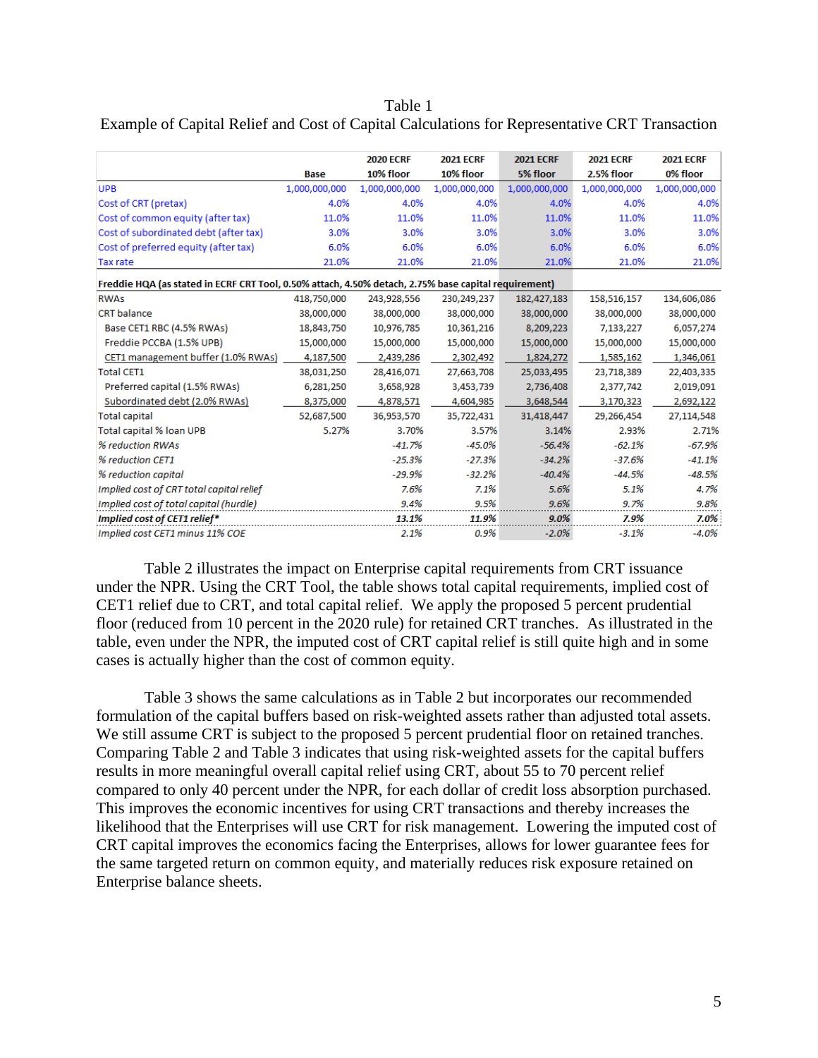Table 1
Example of Capital Relief and Cost of Capital Calculations for Representative CRT Transaction

| | Base | 2020 ECRF 10% floor | 2021 ECRF 10% floor | 2021 ECRF 5% floor | 2021 ECRF 2.5% floor | 2021 ECRF 0% floor |
|---|---|---|---|---|---|---|
| UPB | 1,000,000,000 | 1,000,000,000 | 1,000,000,000 | 1,000,000,000 | 1,000,000,000 | 1,000,000,000 |
| Cost of CRT (pretax) | 4.0% | 4.0% | 4.0% | 4.0% | 4.0% | 4.0% |
| Cost of common equity (after tax) | 11.0% | 11.0% | 11.0% | 11.0% | 11.0% | 11.0% |
| Cost of subordinated debt (after tax) | 3.0% | 3.0% | 3.0% | 3.0% | 3.0% | 3.0% |
| Cost of preferred equity (after tax) | 6.0% | 6.0% | 6.0% | 6.0% | 6.0% | 6.0% |
| Tax rate | 21.0% | 21.0% | 21.0% | 21.0% | 21.0% | 21.0% |
| **Freddie HQA (as stated in ECRF CRT Tool, 0.50% attach, 4.50% detach, 2.75% base capital requirement)** | | | | | | |
| RWAs | 418,750,000 | 243,928,556 | 230,249,237 | 182,427,183 | 158,516,157 | 134,606,086 |
| CRT balance | 38,000,000 | 38,000,000 | 38,000,000 | 38,000,000 | 38,000,000 | 38,000,000 |
| Base CET1 RBC (4.5% RWAs) | 18,843,750 | 10,976,785 | 10,361,216 | 8,209,223 | 7,133,227 | 6,057,274 |
| Freddie PCCBA (1.5% UPB) | 15,000,000 | 15,000,000 | 15,000,000 | 15,000,000 | 15,000,000 | 15,000,000 |
| CET1 management buffer (1.0% RWAs) | 4,187,500 | 2,439,286 | 2,302,492 | 1,824,272 | 1,585,162 | 1,346,061 |
| Total CET1 | 38,031,250 | 28,416,071 | 27,663,708 | 25,033,495 | 23,718,389 | 22,403,335 |
| Preferred capital (1.5% RWAs) | 6,281,250 | 3,658,928 | 3,453,739 | 2,736,408 | 2,377,742 | 2,019,091 |
| Subordinated debt (2.0% RWAs) | 8,375,000 | 4,878,571 | 4,604,985 | 3,648,544 | 3,170,323 | 2,692,122 |
| Total capital | 52,687,500 | 36,953,570 | 35,722,431 | 31,418,447 | 29,266,454 | 27,114,548 |
| Total capital % loan UPB | 5.27% | 3.70% | 3.57% | 3.14% | 2.93% | 2.71% |
| *% reduction RWAs* | | *-41.7%* | *-45.0%* | *-56.4%* | *-62.1%* | *-67.9%* |
| *% reduction CET1* | | *-25.3%* | *-27.3%* | *-34.2%* | *-37.6%* | *-41.1%* |
| *% reduction capital* | | *-29.9%* | *-32.2%* | *-40.4%* | *-44.5%* | *-48.5%* |
| *Implied cost of CRT total capital relief* | | *7.6%* | *7.1%* | *5.6%* | *5.1%* | *4.7%* |
| *Implied cost of total capital (hurdle)* | | *9.4%* | *9.5%* | *9.6%* | *9.7%* | *9.8%* |
| ***Implied cost of CET1 relief**** | | ***13.1%*** | ***11.9%*** | ***9.0%*** | ***7.9%*** | ***7.0%*** |
| *Implied cost CET1 minus 11% COE* | | *2.1%* | *0.9%* | *-2.0%* | *-3.1%* | *-4.0%* |

Table 2 illustrates the impact on Enterprise capital requirements from CRT issuance under the NPR. Using the CRT Tool, the table shows total capital requirements, implied cost of CET1 relief due to CRT, and total capital relief. We apply the proposed 5 percent prudential floor (reduced from 10 percent in the 2020 rule) for retained CRT tranches. As illustrated in the table, even under the NPR, the imputed cost of CRT capital relief is still quite high and in some cases is actually higher than the cost of common equity.

Table 3 shows the same calculations as in Table 2 but incorporates our recommended formulation of the capital buffers based on risk-weighted assets rather than adjusted total assets. We still assume CRT is subject to the proposed 5 percent prudential floor on retained tranches. Comparing Table 2 and Table 3 indicates that using risk-weighted assets for the capital buffers results in more meaningful overall capital relief using CRT, about 55 to 70 percent relief compared to only 40 percent under the NPR, for each dollar of credit loss absorption purchased. This improves the economic incentives for using CRT transactions and thereby increases the likelihood that the Enterprises will use CRT for risk management. Lowering the imputed cost of CRT capital improves the economics facing the Enterprises, allows for lower guarantee fees for the same targeted return on common equity, and materially reduces risk exposure retained on Enterprise balance sheets.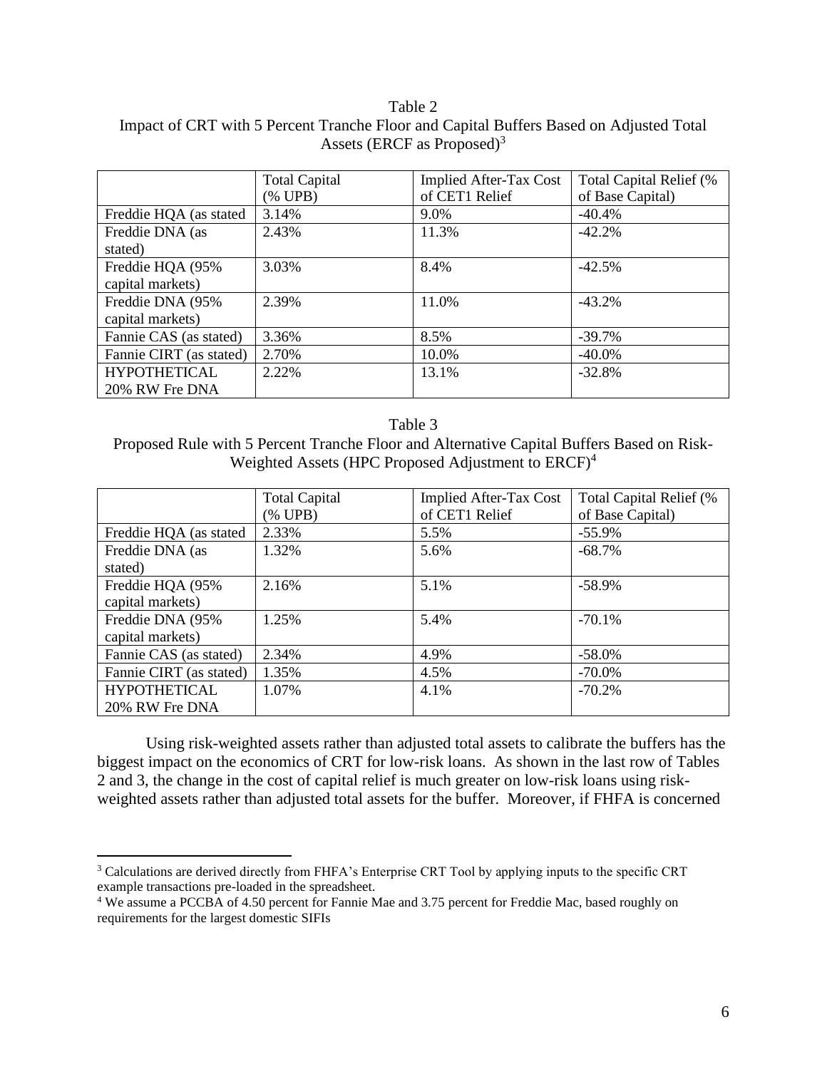Table 2
Impact of CRT with 5 Percent Tranche Floor and Capital Buffers Based on Adjusted Total Assets (ERCF as Proposed)[3]

| | Total Capital (% UPB) | Implied After-Tax Cost of CET1 Relief | Total Capital Relief (% of Base Capital) |
|---|---|---|---|
| Freddie HQA (as stated | 3.14% | 9.0% | -40.4% |
| Freddie DNA (as stated) | 2.43% | 11.3% | -42.2% |
| Freddie HQA (95% capital markets) | 3.03% | 8.4% | -42.5% |
| Freddie DNA (95% capital markets) | 2.39% | 11.0% | -43.2% |
| Fannie CAS (as stated) | 3.36% | 8.5% | -39.7% |
| Fannie CIRT (as stated) | 2.70% | 10.0% | -40.0% |
| HYPOTHETICAL 20% RW Fre DNA | 2.22% | 13.1% | -32.8% |

Table 3
Proposed Rule with 5 Percent Tranche Floor and Alternative Capital Buffers Based on Risk-Weighted Assets (HPC Proposed Adjustment to ERCF)[4]

| | Total Capital (% UPB) | Implied After-Tax Cost of CET1 Relief | Total Capital Relief (% of Base Capital) |
|---|---|---|---|
| Freddie HQA (as stated | 2.33% | 5.5% | -55.9% |
| Freddie DNA (as stated) | 1.32% | 5.6% | -68.7% |
| Freddie HQA (95% capital markets) | 2.16% | 5.1% | -58.9% |
| Freddie DNA (95% capital markets) | 1.25% | 5.4% | -70.1% |
| Fannie CAS (as stated) | 2.34% | 4.9% | -58.0% |
| Fannie CIRT (as stated) | 1.35% | 4.5% | -70.0% |
| HYPOTHETICAL 20% RW Fre DNA | 1.07% | 4.1% | -70.2% |

Using risk-weighted assets rather than adjusted total assets to calibrate the buffers has the biggest impact on the economics of CRT for low-risk loans. As shown in the last row of Tables 2 and 3, the change in the cost of capital relief is much greater on low-risk loans using risk-weighted assets rather than adjusted total assets for the buffer. Moreover, if FHFA is concerned

[3] Calculations are derived directly from FHFA's Enterprise CRT Tool by applying inputs to the specific CRT example transactions pre-loaded in the spreadsheet.

[4] We assume a PCCBA of 4.50 percent for Fannie Mae and 3.75 percent for Freddie Mac, based roughly on requirements for the largest domestic SIFIs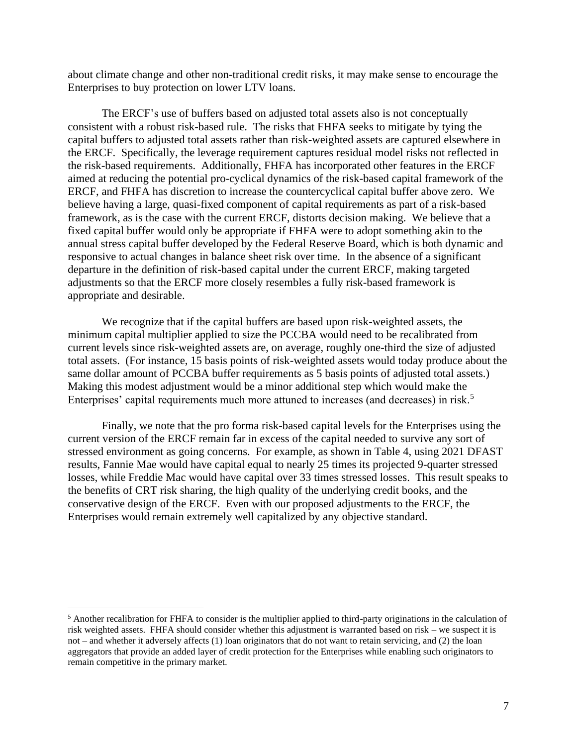about climate change and other non-traditional credit risks, it may make sense to encourage the Enterprises to buy protection on lower LTV loans.

The ERCF's use of buffers based on adjusted total assets also is not conceptually consistent with a robust risk-based rule. The risks that FHFA seeks to mitigate by tying the capital buffers to adjusted total assets rather than risk-weighted assets are captured elsewhere in the ERCF. Specifically, the leverage requirement captures residual model risks not reflected in the risk-based requirements. Additionally, FHFA has incorporated other features in the ERCF aimed at reducing the potential pro-cyclical dynamics of the risk-based capital framework of the ERCF, and FHFA has discretion to increase the countercyclical capital buffer above zero. We believe having a large, quasi-fixed component of capital requirements as part of a risk-based framework, as is the case with the current ERCF, distorts decision making. We believe that a fixed capital buffer would only be appropriate if FHFA were to adopt something akin to the annual stress capital buffer developed by the Federal Reserve Board, which is both dynamic and responsive to actual changes in balance sheet risk over time. In the absence of a significant departure in the definition of risk-based capital under the current ERCF, making targeted adjustments so that the ERCF more closely resembles a fully risk-based framework is appropriate and desirable.

We recognize that if the capital buffers are based upon risk-weighted assets, the minimum capital multiplier applied to size the PCCBA would need to be recalibrated from current levels since risk-weighted assets are, on average, roughly one-third the size of adjusted total assets. (For instance, 15 basis points of risk-weighted assets would today produce about the same dollar amount of PCCBA buffer requirements as 5 basis points of adjusted total assets.) Making this modest adjustment would be a minor additional step which would make the Enterprises' capital requirements much more attuned to increases (and decreases) in risk.[5]

Finally, we note that the pro forma risk-based capital levels for the Enterprises using the current version of the ERCF remain far in excess of the capital needed to survive any sort of stressed environment as going concerns. For example, as shown in Table 4, using 2021 DFAST results, Fannie Mae would have capital equal to nearly 25 times its projected 9-quarter stressed losses, while Freddie Mac would have capital over 33 times stressed losses. This result speaks to the benefits of CRT risk sharing, the high quality of the underlying credit books, and the conservative design of the ERCF. Even with our proposed adjustments to the ERCF, the Enterprises would remain extremely well capitalized by any objective standard.

---

[5] Another recalibration for FHFA to consider is the multiplier applied to third-party originations in the calculation of risk weighted assets. FHFA should consider whether this adjustment is warranted based on risk – we suspect it is not – and whether it adversely affects (1) loan originators that do not want to retain servicing, and (2) the loan aggregators that provide an added layer of credit protection for the Enterprises while enabling such originators to remain competitive in the primary market.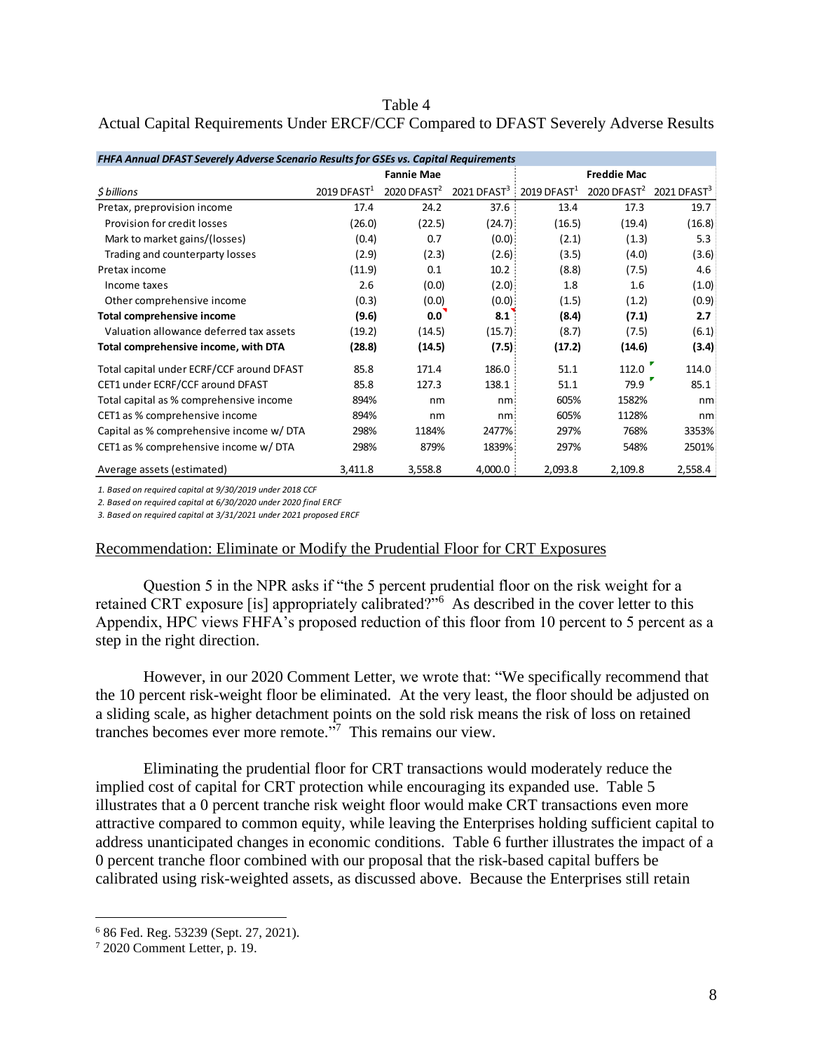Table 4

Actual Capital Requirements Under ERCF/CCF Compared to DFAST Severely Adverse Results

| *FHFA Annual DFAST Severely Adverse Scenario Results for GSEs vs. Capital Requirements* | | | | | | |
|---|---|---|---|---|---|---|
| | Fannie Mae | | | Freddie Mac | | |
| *$ billions* | 2019 DFAST[1] | 2020 DFAST[2] | 2021 DFAST[3] | 2019 DFAST[1] | 2020 DFAST[2] | 2021 DFAST[3] |
| Pretax, preprovision income | 17.4 | 24.2 | 37.6 | 13.4 | 17.3 | 19.7 |
| Provision for credit losses | (26.0) | (22.5) | (24.7) | (16.5) | (19.4) | (16.8) |
| Mark to market gains/(losses) | (0.4) | 0.7 | (0.0) | (2.1) | (1.3) | 5.3 |
| Trading and counterparty losses | (2.9) | (2.3) | (2.6) | (3.5) | (4.0) | (3.6) |
| Pretax income | (11.9) | 0.1 | 10.2 | (8.8) | (7.5) | 4.6 |
| Income taxes | 2.6 | (0.0) | (2.0) | 1.8 | 1.6 | (1.0) |
| Other comprehensive income | (0.3) | (0.0) | (0.0) | (1.5) | (1.2) | (0.9) |
| **Total comprehensive income** | **(9.6)** | **0.0** | **8.1** | **(8.4)** | **(7.1)** | **2.7** |
| Valuation allowance deferred tax assets | (19.2) | (14.5) | (15.7) | (8.7) | (7.5) | (6.1) |
| **Total comprehensive income, with DTA** | **(28.8)** | **(14.5)** | **(7.5)** | **(17.2)** | **(14.6)** | **(3.4)** |
| Total capital under ECRF/CCF around DFAST | 85.8 | 171.4 | 186.0 | 51.1 | 112.0 | 114.0 |
| CET1 under ECRF/CCF around DFAST | 85.8 | 127.3 | 138.1 | 51.1 | 79.9 | 85.1 |
| Total capital as % comprehensive income | 894% | nm | nm | 605% | 1582% | nm |
| CET1 as % comprehensive income | 894% | nm | nm | 605% | 1128% | nm |
| Capital as % comprehensive income w/ DTA | 298% | 1184% | 2477% | 297% | 768% | 3353% |
| CET1 as % comprehensive income w/ DTA | 298% | 879% | 1839% | 297% | 548% | 2501% |
| Average assets (estimated) | 3,411.8 | 3,558.8 | 4,000.0 | 2,093.8 | 2,109.8 | 2,558.4 |

*1. Based on required capital at 9/30/2019 under 2018 CCF*

*2. Based on required capital at 6/30/2020 under 2020 final ERCF*

*3. Based on required capital at 3/31/2021 under 2021 proposed ERCF*

Recommendation: Eliminate or Modify the Prudential Floor for CRT Exposures

Question 5 in the NPR asks if "the 5 percent prudential floor on the risk weight for a retained CRT exposure [is] appropriately calibrated?"[6] As described in the cover letter to this Appendix, HPC views FHFA's proposed reduction of this floor from 10 percent to 5 percent as a step in the right direction.

However, in our 2020 Comment Letter, we wrote that: "We specifically recommend that the 10 percent risk-weight floor be eliminated. At the very least, the floor should be adjusted on a sliding scale, as higher detachment points on the sold risk means the risk of loss on retained tranches becomes ever more remote."[7] This remains our view.

Eliminating the prudential floor for CRT transactions would moderately reduce the implied cost of capital for CRT protection while encouraging its expanded use. Table 5 illustrates that a 0 percent tranche risk weight floor would make CRT transactions even more attractive compared to common equity, while leaving the Enterprises holding sufficient capital to address unanticipated changes in economic conditions. Table 6 further illustrates the impact of a 0 percent tranche floor combined with our proposal that the risk-based capital buffers be calibrated using risk-weighted assets, as discussed above. Because the Enterprises still retain

[6] 86 Fed. Reg. 53239 (Sept. 27, 2021).

[7] 2020 Comment Letter, p. 19.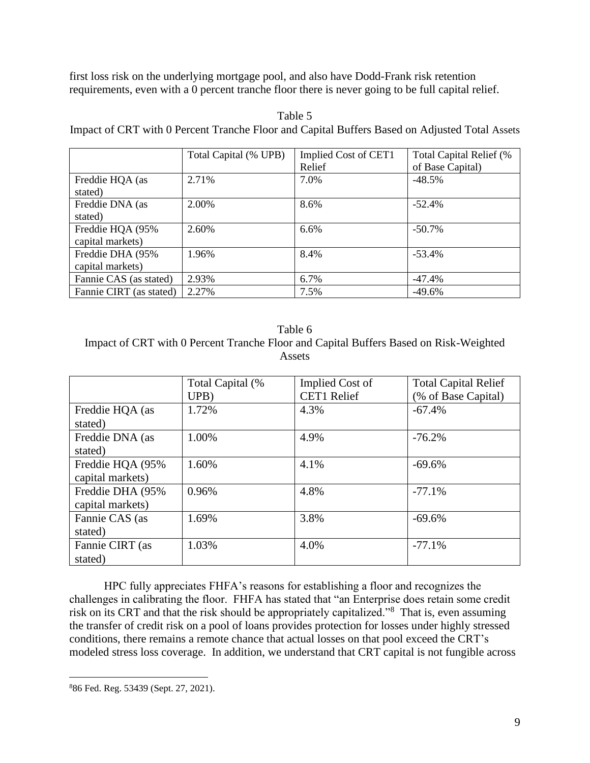first loss risk on the underlying mortgage pool, and also have Dodd-Frank risk retention requirements, even with a 0 percent tranche floor there is never going to be full capital relief.

Table 5
Impact of CRT with 0 Percent Tranche Floor and Capital Buffers Based on Adjusted Total Assets

| | Total Capital (% UPB) | Implied Cost of CET1 Relief | Total Capital Relief (% of Base Capital) |
|---|---|---|---|
| Freddie HQA (as stated) | 2.71% | 7.0% | -48.5% |
| Freddie DNA (as stated) | 2.00% | 8.6% | -52.4% |
| Freddie HQA (95% capital markets) | 2.60% | 6.6% | -50.7% |
| Freddie DHA (95% capital markets) | 1.96% | 8.4% | -53.4% |
| Fannie CAS (as stated) | 2.93% | 6.7% | -47.4% |
| Fannie CIRT (as stated) | 2.27% | 7.5% | -49.6% |

Table 6
Impact of CRT with 0 Percent Tranche Floor and Capital Buffers Based on Risk-Weighted Assets

| | Total Capital (% UPB) | Implied Cost of CET1 Relief | Total Capital Relief (% of Base Capital) |
|---|---|---|---|
| Freddie HQA (as stated) | 1.72% | 4.3% | -67.4% |
| Freddie DNA (as stated) | 1.00% | 4.9% | -76.2% |
| Freddie HQA (95% capital markets) | 1.60% | 4.1% | -69.6% |
| Freddie DHA (95% capital markets) | 0.96% | 4.8% | -77.1% |
| Fannie CAS (as stated) | 1.69% | 3.8% | -69.6% |
| Fannie CIRT (as stated) | 1.03% | 4.0% | -77.1% |

HPC fully appreciates FHFA's reasons for establishing a floor and recognizes the challenges in calibrating the floor. FHFA has stated that "an Enterprise does retain some credit risk on its CRT and that the risk should be appropriately capitalized."[8] That is, even assuming the transfer of credit risk on a pool of loans provides protection for losses under highly stressed conditions, there remains a remote chance that actual losses on that pool exceed the CRT's modeled stress loss coverage. In addition, we understand that CRT capital is not fungible across

[8] 86 Fed. Reg. 53439 (Sept. 27, 2021).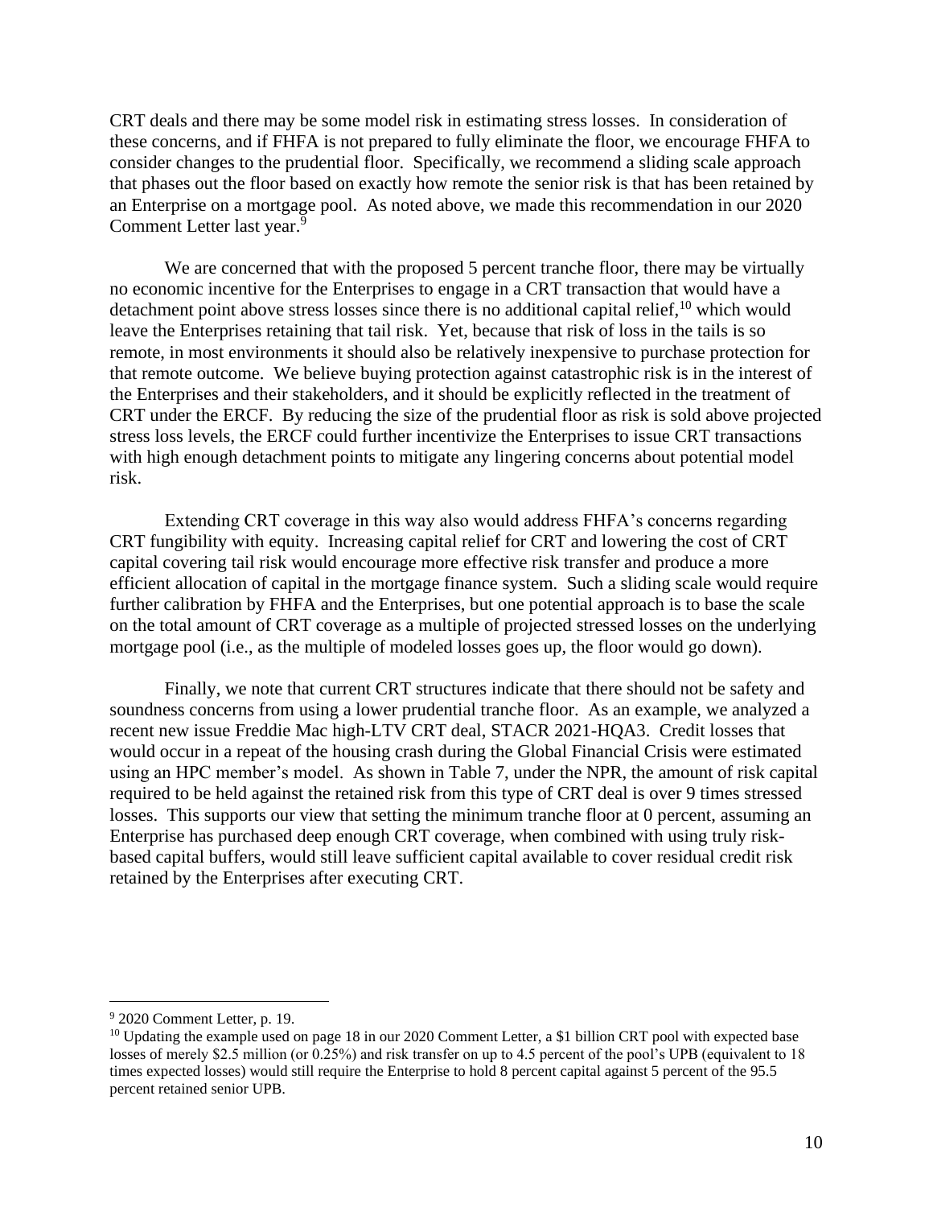CRT deals and there may be some model risk in estimating stress losses. In consideration of these concerns, and if FHFA is not prepared to fully eliminate the floor, we encourage FHFA to consider changes to the prudential floor. Specifically, we recommend a sliding scale approach that phases out the floor based on exactly how remote the senior risk is that has been retained by an Enterprise on a mortgage pool. As noted above, we made this recommendation in our 2020 Comment Letter last year.[9]

We are concerned that with the proposed 5 percent tranche floor, there may be virtually no economic incentive for the Enterprises to engage in a CRT transaction that would have a detachment point above stress losses since there is no additional capital relief,[10] which would leave the Enterprises retaining that tail risk. Yet, because that risk of loss in the tails is so remote, in most environments it should also be relatively inexpensive to purchase protection for that remote outcome. We believe buying protection against catastrophic risk is in the interest of the Enterprises and their stakeholders, and it should be explicitly reflected in the treatment of CRT under the ERCF. By reducing the size of the prudential floor as risk is sold above projected stress loss levels, the ERCF could further incentivize the Enterprises to issue CRT transactions with high enough detachment points to mitigate any lingering concerns about potential model risk.

Extending CRT coverage in this way also would address FHFA's concerns regarding CRT fungibility with equity. Increasing capital relief for CRT and lowering the cost of CRT capital covering tail risk would encourage more effective risk transfer and produce a more efficient allocation of capital in the mortgage finance system. Such a sliding scale would require further calibration by FHFA and the Enterprises, but one potential approach is to base the scale on the total amount of CRT coverage as a multiple of projected stressed losses on the underlying mortgage pool (i.e., as the multiple of modeled losses goes up, the floor would go down).

Finally, we note that current CRT structures indicate that there should not be safety and soundness concerns from using a lower prudential tranche floor. As an example, we analyzed a recent new issue Freddie Mac high-LTV CRT deal, STACR 2021-HQA3. Credit losses that would occur in a repeat of the housing crash during the Global Financial Crisis were estimated using an HPC member's model. As shown in Table 7, under the NPR, the amount of risk capital required to be held against the retained risk from this type of CRT deal is over 9 times stressed losses. This supports our view that setting the minimum tranche floor at 0 percent, assuming an Enterprise has purchased deep enough CRT coverage, when combined with using truly risk-based capital buffers, would still leave sufficient capital available to cover residual credit risk retained by the Enterprises after executing CRT.

[9] 2020 Comment Letter, p. 19.

[10] Updating the example used on page 18 in our 2020 Comment Letter, a $1 billion CRT pool with expected base losses of merely $2.5 million (or 0.25%) and risk transfer on up to 4.5 percent of the pool's UPB (equivalent to 18 times expected losses) would still require the Enterprise to hold 8 percent capital against 5 percent of the 95.5 percent retained senior UPB.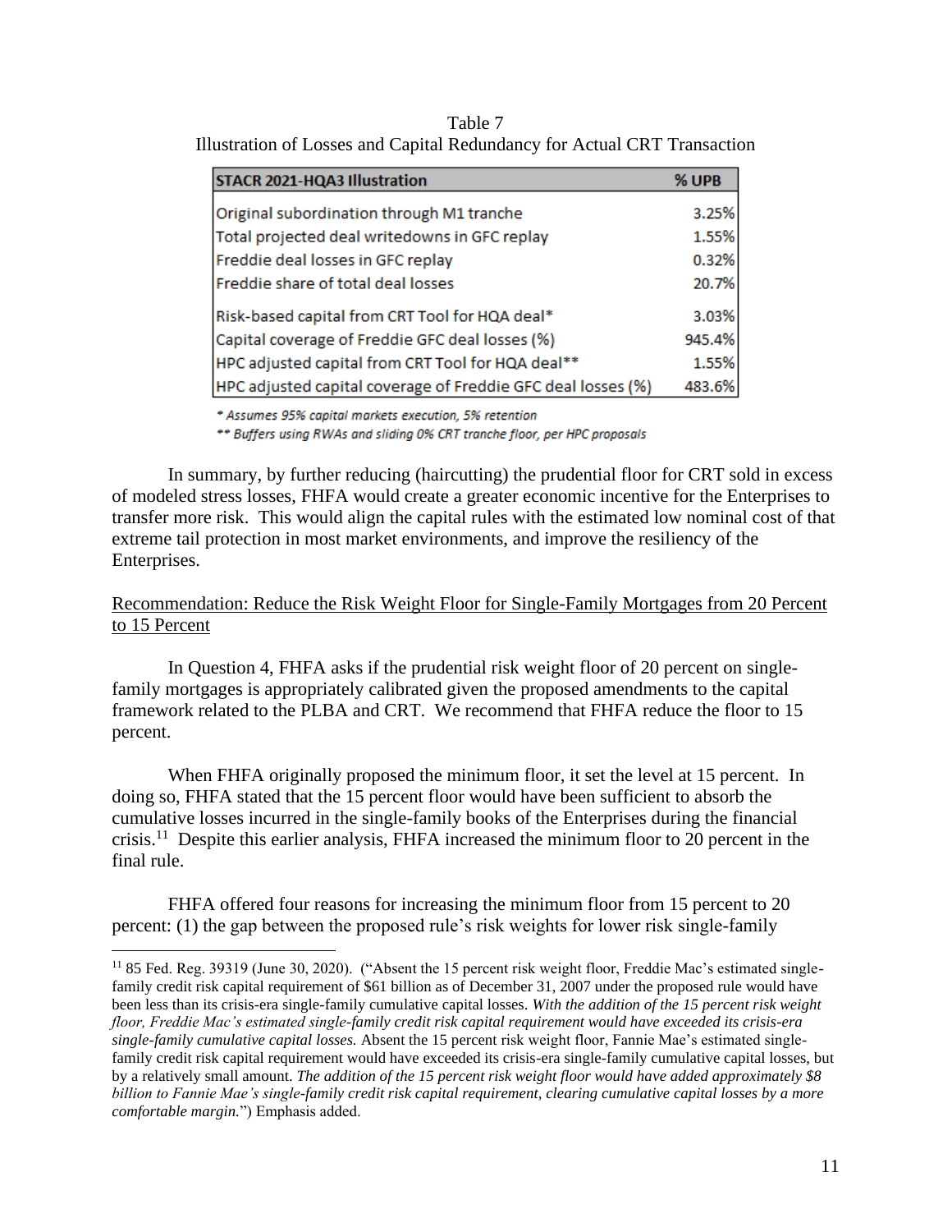Table 7
Illustration of Losses and Capital Redundancy for Actual CRT Transaction

| STACR 2021-HQA3 Illustration | % UPB |
|---|---|
| Original subordination through M1 tranche | 3.25% |
| Total projected deal writedowns in GFC replay | 1.55% |
| Freddie deal losses in GFC replay | 0.32% |
| Freddie share of total deal losses | 20.7% |
| Risk-based capital from CRT Tool for HQA deal* | 3.03% |
| Capital coverage of Freddie GFC deal losses (%) | 945.4% |
| HPC adjusted capital from CRT Tool for HQA deal** | 1.55% |
| HPC adjusted capital coverage of Freddie GFC deal losses (%) | 483.6% |

*\* Assumes 95% capital markets execution, 5% retention*

*\*\* Buffers using RWAs and sliding 0% CRT tranche floor, per HPC proposals*

In summary, by further reducing (haircutting) the prudential floor for CRT sold in excess of modeled stress losses, FHFA would create a greater economic incentive for the Enterprises to transfer more risk. This would align the capital rules with the estimated low nominal cost of that extreme tail protection in most market environments, and improve the resiliency of the Enterprises.

<u>Recommendation: Reduce the Risk Weight Floor for Single-Family Mortgages from 20 Percent to 15 Percent</u>

In Question 4, FHFA asks if the prudential risk weight floor of 20 percent on single-family mortgages is appropriately calibrated given the proposed amendments to the capital framework related to the PLBA and CRT. We recommend that FHFA reduce the floor to 15 percent.

When FHFA originally proposed the minimum floor, it set the level at 15 percent. In doing so, FHFA stated that the 15 percent floor would have been sufficient to absorb the cumulative losses incurred in the single-family books of the Enterprises during the financial crisis.[11] Despite this earlier analysis, FHFA increased the minimum floor to 20 percent in the final rule.

FHFA offered four reasons for increasing the minimum floor from 15 percent to 20 percent: (1) the gap between the proposed rule's risk weights for lower risk single-family

[11] 85 Fed. Reg. 39319 (June 30, 2020). ("Absent the 15 percent risk weight floor, Freddie Mac's estimated single-family credit risk capital requirement of $61 billion as of December 31, 2007 under the proposed rule would have been less than its crisis-era single-family cumulative capital losses. *With the addition of the 15 percent risk weight floor, Freddie Mac's estimated single-family credit risk capital requirement would have exceeded its crisis-era single-family cumulative capital losses.* Absent the 15 percent risk weight floor, Fannie Mae's estimated single-family credit risk capital requirement would have exceeded its crisis-era single-family cumulative capital losses, but by a relatively small amount. *The addition of the 15 percent risk weight floor would have added approximately $8 billion to Fannie Mae's single-family credit risk capital requirement, clearing cumulative capital losses by a more comfortable margin.*") Emphasis added.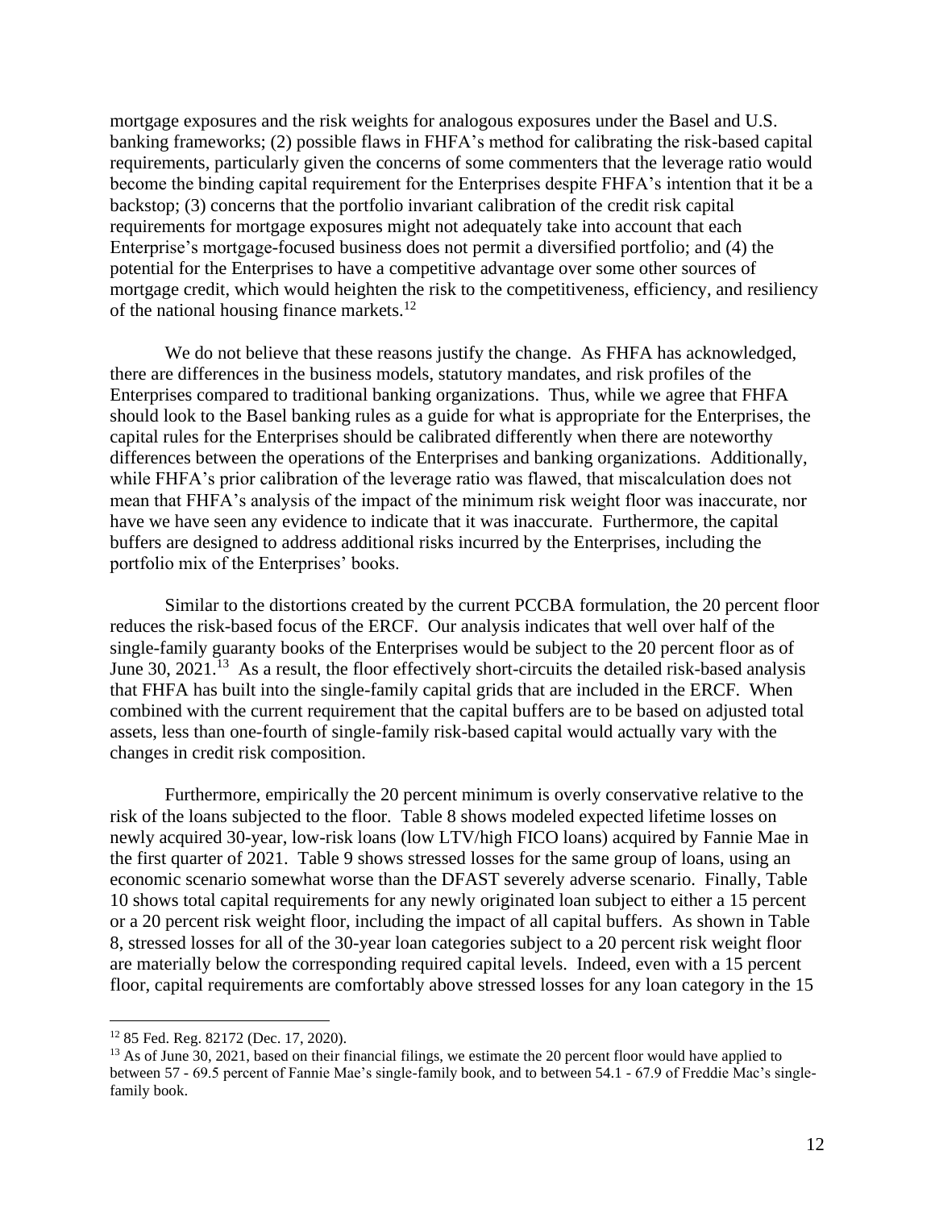mortgage exposures and the risk weights for analogous exposures under the Basel and U.S. banking frameworks; (2) possible flaws in FHFA's method for calibrating the risk-based capital requirements, particularly given the concerns of some commenters that the leverage ratio would become the binding capital requirement for the Enterprises despite FHFA's intention that it be a backstop; (3) concerns that the portfolio invariant calibration of the credit risk capital requirements for mortgage exposures might not adequately take into account that each Enterprise's mortgage-focused business does not permit a diversified portfolio; and (4) the potential for the Enterprises to have a competitive advantage over some other sources of mortgage credit, which would heighten the risk to the competitiveness, efficiency, and resiliency of the national housing finance markets.[12]

We do not believe that these reasons justify the change. As FHFA has acknowledged, there are differences in the business models, statutory mandates, and risk profiles of the Enterprises compared to traditional banking organizations. Thus, while we agree that FHFA should look to the Basel banking rules as a guide for what is appropriate for the Enterprises, the capital rules for the Enterprises should be calibrated differently when there are noteworthy differences between the operations of the Enterprises and banking organizations. Additionally, while FHFA's prior calibration of the leverage ratio was flawed, that miscalculation does not mean that FHFA's analysis of the impact of the minimum risk weight floor was inaccurate, nor have we have seen any evidence to indicate that it was inaccurate. Furthermore, the capital buffers are designed to address additional risks incurred by the Enterprises, including the portfolio mix of the Enterprises' books.

Similar to the distortions created by the current PCCBA formulation, the 20 percent floor reduces the risk-based focus of the ERCF. Our analysis indicates that well over half of the single-family guaranty books of the Enterprises would be subject to the 20 percent floor as of June 30, 2021.[13] As a result, the floor effectively short-circuits the detailed risk-based analysis that FHFA has built into the single-family capital grids that are included in the ERCF. When combined with the current requirement that the capital buffers are to be based on adjusted total assets, less than one-fourth of single-family risk-based capital would actually vary with the changes in credit risk composition.

Furthermore, empirically the 20 percent minimum is overly conservative relative to the risk of the loans subjected to the floor. Table 8 shows modeled expected lifetime losses on newly acquired 30-year, low-risk loans (low LTV/high FICO loans) acquired by Fannie Mae in the first quarter of 2021. Table 9 shows stressed losses for the same group of loans, using an economic scenario somewhat worse than the DFAST severely adverse scenario. Finally, Table 10 shows total capital requirements for any newly originated loan subject to either a 15 percent or a 20 percent risk weight floor, including the impact of all capital buffers. As shown in Table 8, stressed losses for all of the 30-year loan categories subject to a 20 percent risk weight floor are materially below the corresponding required capital levels. Indeed, even with a 15 percent floor, capital requirements are comfortably above stressed losses for any loan category in the 15

[12] 85 Fed. Reg. 82172 (Dec. 17, 2020).

[13] As of June 30, 2021, based on their financial filings, we estimate the 20 percent floor would have applied to between 57 - 69.5 percent of Fannie Mae's single-family book, and to between 54.1 - 67.9 of Freddie Mac's single-family book.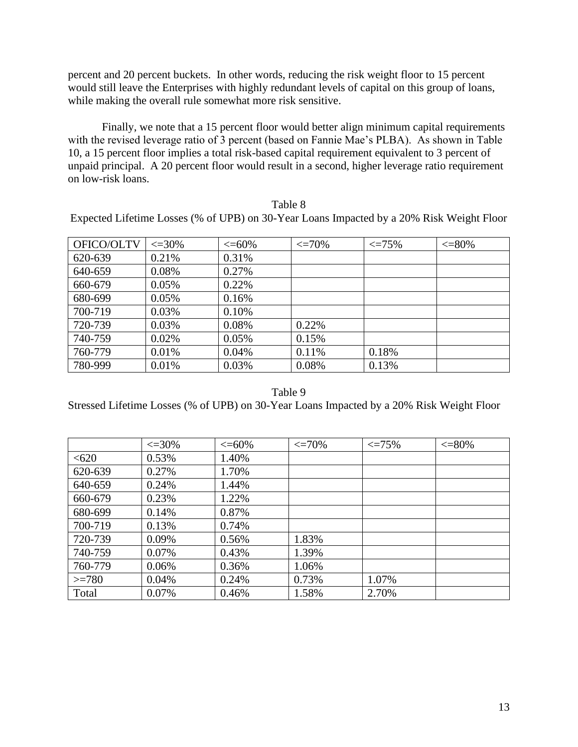percent and 20 percent buckets. In other words, reducing the risk weight floor to 15 percent would still leave the Enterprises with highly redundant levels of capital on this group of loans, while making the overall rule somewhat more risk sensitive.

Finally, we note that a 15 percent floor would better align minimum capital requirements with the revised leverage ratio of 3 percent (based on Fannie Mae's PLBA). As shown in Table 10, a 15 percent floor implies a total risk-based capital requirement equivalent to 3 percent of unpaid principal. A 20 percent floor would result in a second, higher leverage ratio requirement on low-risk loans.

Table 8
Expected Lifetime Losses (% of UPB) on 30-Year Loans Impacted by a 20% Risk Weight Floor

| OFICO/OLTV | <=30% | <=60% | <=70% | <=75% | <=80% |
|---|---|---|---|---|---|
| 620-639 | 0.21% | 0.31% | | | |
| 640-659 | 0.08% | 0.27% | | | |
| 660-679 | 0.05% | 0.22% | | | |
| 680-699 | 0.05% | 0.16% | | | |
| 700-719 | 0.03% | 0.10% | | | |
| 720-739 | 0.03% | 0.08% | 0.22% | | |
| 740-759 | 0.02% | 0.05% | 0.15% | | |
| 760-779 | 0.01% | 0.04% | 0.11% | 0.18% | |
| 780-999 | 0.01% | 0.03% | 0.08% | 0.13% | |

Table 9
Stressed Lifetime Losses (% of UPB) on 30-Year Loans Impacted by a 20% Risk Weight Floor

| | <=30% | <=60% | <=70% | <=75% | <=80% |
|---|---|---|---|---|---|
| <620 | 0.53% | 1.40% | | | |
| 620-639 | 0.27% | 1.70% | | | |
| 640-659 | 0.24% | 1.44% | | | |
| 660-679 | 0.23% | 1.22% | | | |
| 680-699 | 0.14% | 0.87% | | | |
| 700-719 | 0.13% | 0.74% | | | |
| 720-739 | 0.09% | 0.56% | 1.83% | | |
| 740-759 | 0.07% | 0.43% | 1.39% | | |
| 760-779 | 0.06% | 0.36% | 1.06% | | |
| >=780 | 0.04% | 0.24% | 0.73% | 1.07% | |
| Total | 0.07% | 0.46% | 1.58% | 2.70% | |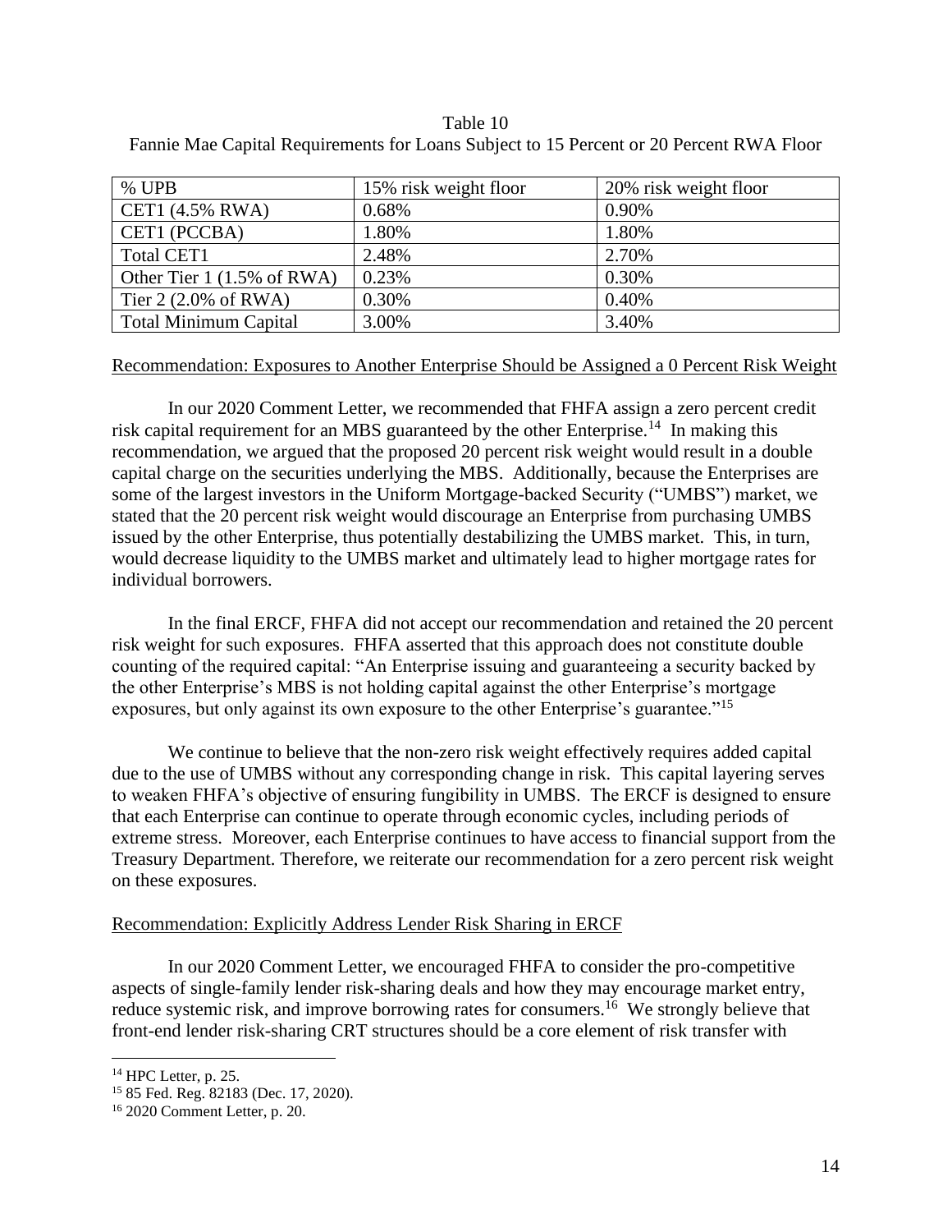Table 10
Fannie Mae Capital Requirements for Loans Subject to 15 Percent or 20 Percent RWA Floor

| % UPB | 15% risk weight floor | 20% risk weight floor |
|---|---|---|
| CET1 (4.5% RWA) | 0.68% | 0.90% |
| CET1 (PCCBA) | 1.80% | 1.80% |
| Total CET1 | 2.48% | 2.70% |
| Other Tier 1 (1.5% of RWA) | 0.23% | 0.30% |
| Tier 2 (2.0% of RWA) | 0.30% | 0.40% |
| Total Minimum Capital | 3.00% | 3.40% |

Recommendation: Exposures to Another Enterprise Should be Assigned a 0 Percent Risk Weight

In our 2020 Comment Letter, we recommended that FHFA assign a zero percent credit risk capital requirement for an MBS guaranteed by the other Enterprise.[14] In making this recommendation, we argued that the proposed 20 percent risk weight would result in a double capital charge on the securities underlying the MBS. Additionally, because the Enterprises are some of the largest investors in the Uniform Mortgage-backed Security ("UMBS") market, we stated that the 20 percent risk weight would discourage an Enterprise from purchasing UMBS issued by the other Enterprise, thus potentially destabilizing the UMBS market. This, in turn, would decrease liquidity to the UMBS market and ultimately lead to higher mortgage rates for individual borrowers.

In the final ERCF, FHFA did not accept our recommendation and retained the 20 percent risk weight for such exposures. FHFA asserted that this approach does not constitute double counting of the required capital: "An Enterprise issuing and guaranteeing a security backed by the other Enterprise's MBS is not holding capital against the other Enterprise's mortgage exposures, but only against its own exposure to the other Enterprise's guarantee."[15]

We continue to believe that the non-zero risk weight effectively requires added capital due to the use of UMBS without any corresponding change in risk. This capital layering serves to weaken FHFA's objective of ensuring fungibility in UMBS. The ERCF is designed to ensure that each Enterprise can continue to operate through economic cycles, including periods of extreme stress. Moreover, each Enterprise continues to have access to financial support from the Treasury Department. Therefore, we reiterate our recommendation for a zero percent risk weight on these exposures.

Recommendation: Explicitly Address Lender Risk Sharing in ERCF

In our 2020 Comment Letter, we encouraged FHFA to consider the pro-competitive aspects of single-family lender risk-sharing deals and how they may encourage market entry, reduce systemic risk, and improve borrowing rates for consumers.[16] We strongly believe that front-end lender risk-sharing CRT structures should be a core element of risk transfer with

---

[14] HPC Letter, p. 25.
[15] 85 Fed. Reg. 82183 (Dec. 17, 2020).
[16] 2020 Comment Letter, p. 20.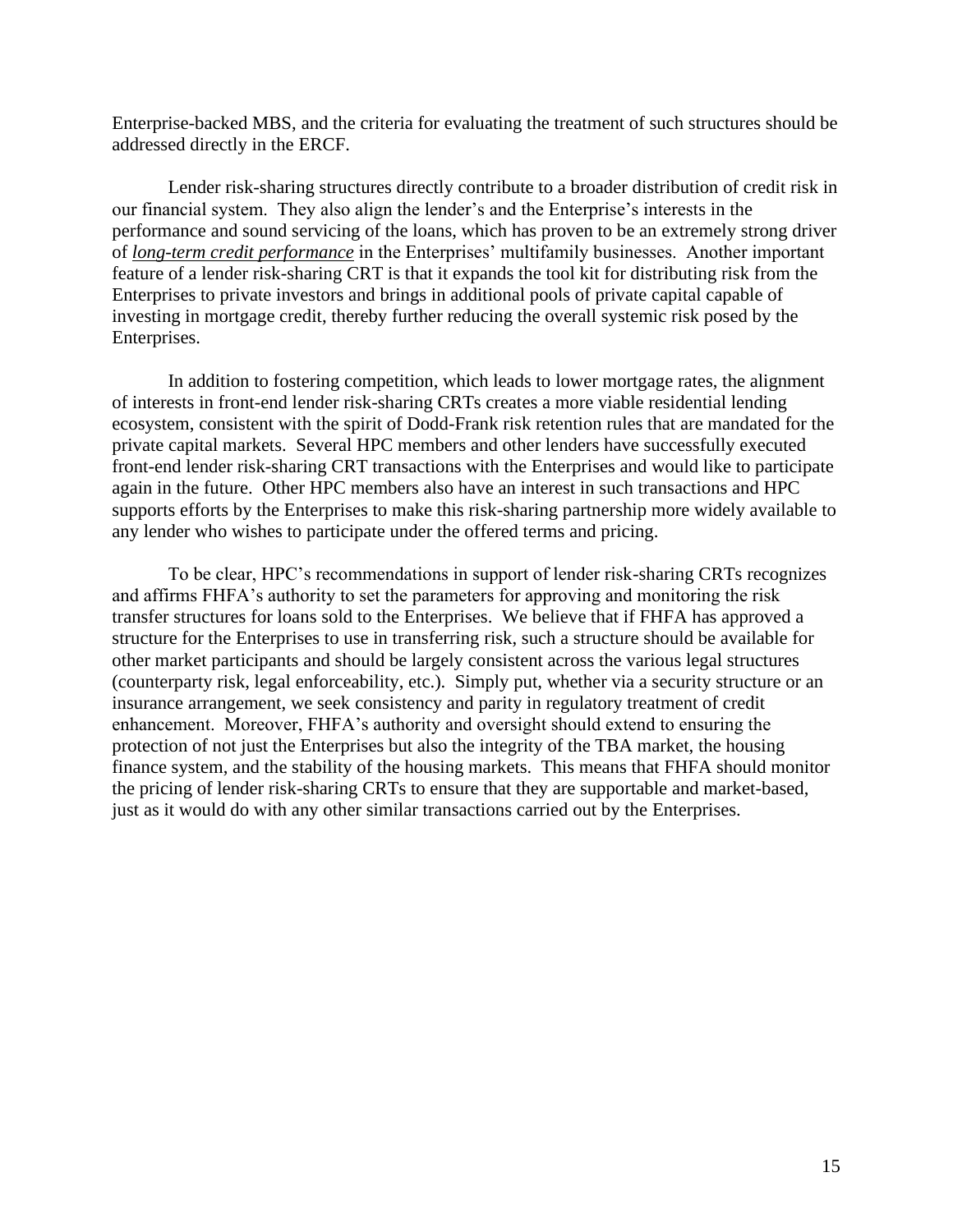Enterprise-backed MBS, and the criteria for evaluating the treatment of such structures should be addressed directly in the ERCF.

Lender risk-sharing structures directly contribute to a broader distribution of credit risk in our financial system. They also align the lender's and the Enterprise's interests in the performance and sound servicing of the loans, which has proven to be an extremely strong driver of ***long-term credit performance*** in the Enterprises' multifamily businesses. Another important feature of a lender risk-sharing CRT is that it expands the tool kit for distributing risk from the Enterprises to private investors and brings in additional pools of private capital capable of investing in mortgage credit, thereby further reducing the overall systemic risk posed by the Enterprises.

In addition to fostering competition, which leads to lower mortgage rates, the alignment of interests in front-end lender risk-sharing CRTs creates a more viable residential lending ecosystem, consistent with the spirit of Dodd-Frank risk retention rules that are mandated for the private capital markets. Several HPC members and other lenders have successfully executed front-end lender risk-sharing CRT transactions with the Enterprises and would like to participate again in the future. Other HPC members also have an interest in such transactions and HPC supports efforts by the Enterprises to make this risk-sharing partnership more widely available to any lender who wishes to participate under the offered terms and pricing.

To be clear, HPC's recommendations in support of lender risk-sharing CRTs recognizes and affirms FHFA's authority to set the parameters for approving and monitoring the risk transfer structures for loans sold to the Enterprises. We believe that if FHFA has approved a structure for the Enterprises to use in transferring risk, such a structure should be available for other market participants and should be largely consistent across the various legal structures (counterparty risk, legal enforceability, etc.). Simply put, whether via a security structure or an insurance arrangement, we seek consistency and parity in regulatory treatment of credit enhancement. Moreover, FHFA's authority and oversight should extend to ensuring the protection of not just the Enterprises but also the integrity of the TBA market, the housing finance system, and the stability of the housing markets. This means that FHFA should monitor the pricing of lender risk-sharing CRTs to ensure that they are supportable and market-based, just as it would do with any other similar transactions carried out by the Enterprises.